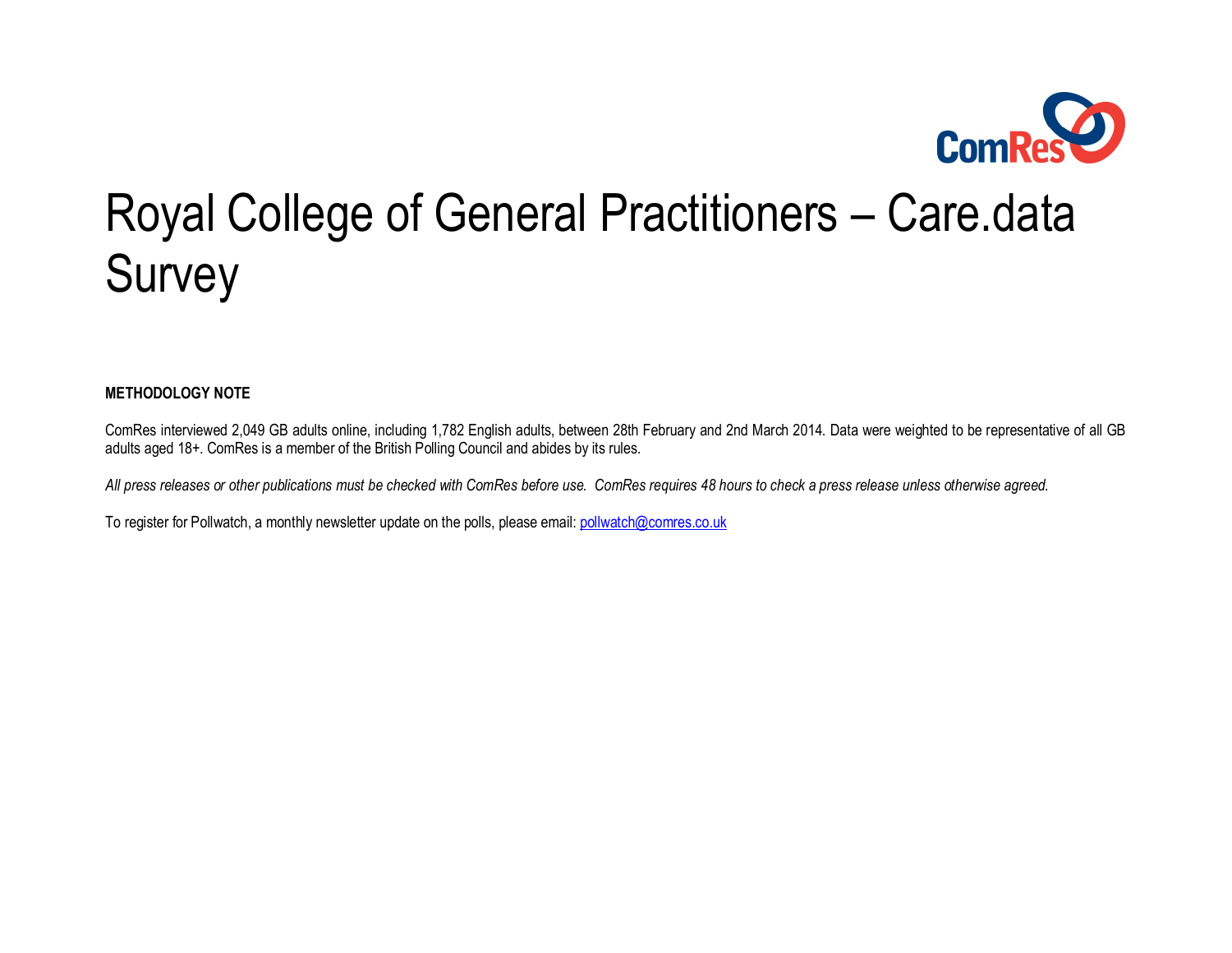# Royal College of General Practitioners – Care.data Survey

**METHODOLOGY NOTE**

ComRes interviewed 2,049 GB adults online, including 1,782 English adults, between 28th February and 2nd March 2014. Data were weighted to be representative of all GB adults aged 18+. ComRes is a member of the British Polling Council and abides by its rules.

*All press releases or other publications must be checked with ComRes before use. ComRes requires 48 hours to check a press release unless otherwise agreed.*

To register for Pollwatch, a monthly newsletter update on the polls, please email: pollwatch@comres.co.uk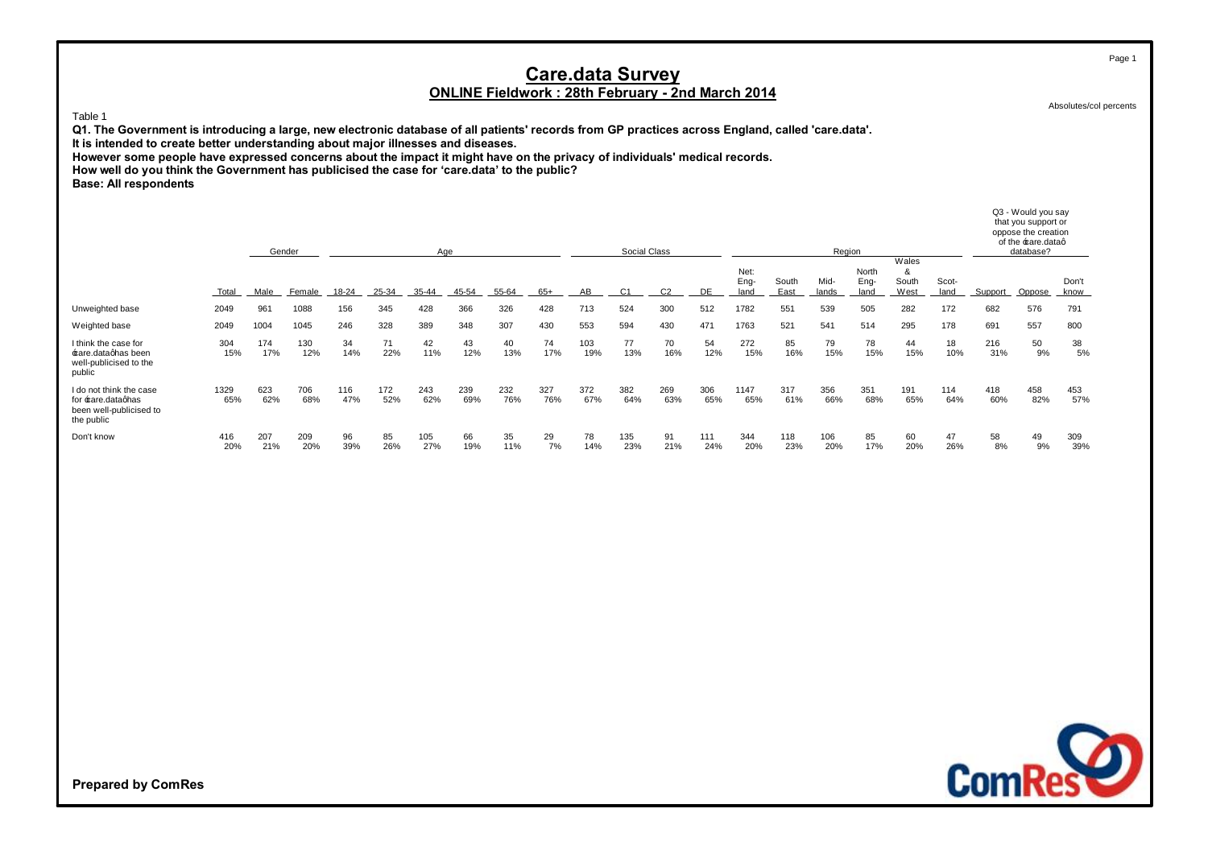# Care.data Survey

## ONLINE Fieldwork : 28th February - 2nd March 2014

Absolutes/col percents

Table 1

**Q1. The Government is introducing a large, new electronic database of all patients' records from GP practices across England, called 'care.data'.**
**It is intended to create better understanding about major illnesses and diseases.**
**However some people have expressed concerns about the impact it might have on the privacy of individuals' medical records.**
**How well do you think the Government has publicised the case for 'care.data' to the public?**
**Base: All respondents**

| | | Gender | | Age | | | | | | Social Class | | | | Region | | | | | | Q3 - Would you say that you support or oppose the creation of the 'care.data' database? | | |
|---|---|---|---|---|---|---|---|---|---|---|---|---|---|---|---|---|---|---|---|---|---|---|
| | Total | Male | Female | 18-24 | 25-34 | 35-44 | 45-54 | 55-64 | 65+ | AB | C1 | C2 | DE | Net: England | South East | Midlands | North England | Wales & South West | Scotland | Support | Oppose | Don't know |
| Unweighted base | 2049 | 961 | 1088 | 156 | 345 | 428 | 366 | 326 | 428 | 713 | 524 | 300 | 512 | 1782 | 551 | 539 | 505 | 282 | 172 | 682 | 576 | 791 |
| Weighted base | 2049 | 1004 | 1045 | 246 | 328 | 389 | 348 | 307 | 430 | 553 | 594 | 430 | 471 | 1763 | 521 | 541 | 514 | 295 | 178 | 691 | 557 | 800 |
| I think the case for 'care.data' has been well-publicised to the public | 304<br>15% | 174<br>17% | 130<br>12% | 34<br>14% | 71<br>22% | 42<br>11% | 43<br>12% | 40<br>13% | 74<br>17% | 103<br>19% | 77<br>13% | 70<br>16% | 54<br>12% | 272<br>15% | 85<br>16% | 79<br>15% | 78<br>15% | 44<br>15% | 18<br>10% | 216<br>31% | 50<br>9% | 38<br>5% |
| I do not think the case for 'care.data' has been well-publicised to the public | 1329<br>65% | 623<br>62% | 706<br>68% | 116<br>47% | 172<br>52% | 243<br>62% | 239<br>69% | 232<br>76% | 327<br>76% | 372<br>67% | 382<br>64% | 269<br>63% | 306<br>65% | 1147<br>65% | 317<br>61% | 356<br>66% | 351<br>68% | 191<br>65% | 114<br>64% | 418<br>60% | 458<br>82% | 453<br>57% |
| Don't know | 416<br>20% | 207<br>21% | 209<br>20% | 96<br>39% | 85<br>26% | 105<br>27% | 66<br>19% | 35<br>11% | 29<br>7% | 78<br>14% | 135<br>23% | 91<br>21% | 111<br>24% | 344<br>20% | 118<br>23% | 106<br>20% | 85<br>17% | 60<br>20% | 47<br>26% | 58<br>8% | 49<br>9% | 309<br>39% |

**Prepared by ComRes**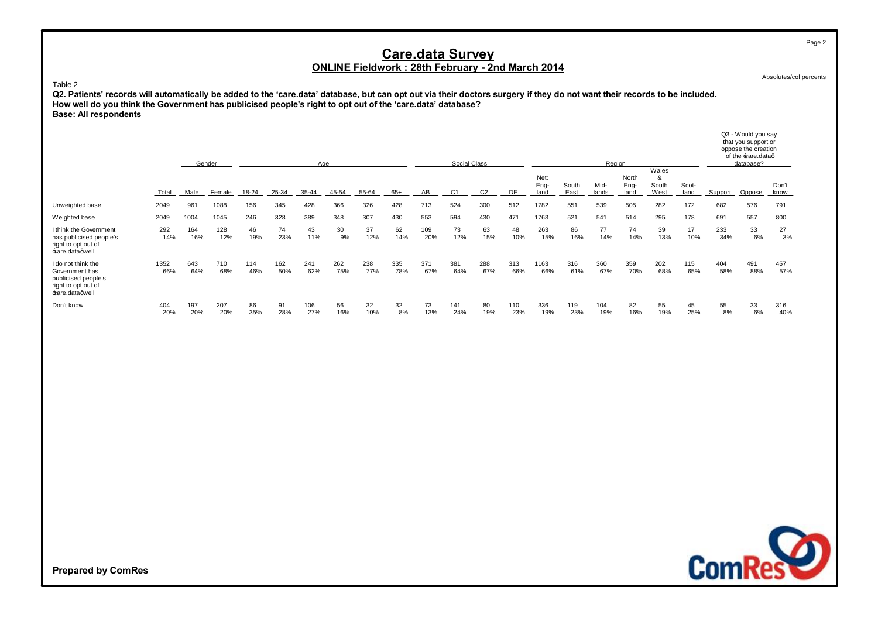# Care.data Survey

## ONLINE Fieldwork : 28th February - 2nd March 2014

Absolutes/col percents

Table 2

**Q2. Patients' records will automatically be added to the 'care.data' database, but can opt out via their doctors surgery if they do not want their records to be included.**
**How well do you think the Government has publicised people's right to opt out of the 'care.data' database?**
**Base: All respondents**

| | | Gender | | Age | | | | | | Social Class | | | | Region | | | | | | Q3 - Would you say that you support or oppose the creation of the ‘care.data’ database? | | |
|---|---|---|---|---|---|---|---|---|---|---|---|---|---|---|---|---|---|---|---|---|---|---|
| | Total | Male | Female | 18-24 | 25-34 | 35-44 | 45-54 | 55-64 | 65+ | AB | C1 | C2 | DE | Net: England | South East | Midlands | North England | Wales & South West | Scotland | Support | Oppose | Don't know |
| Unweighted base | 2049 | 961 | 1088 | 156 | 345 | 428 | 366 | 326 | 428 | 713 | 524 | 300 | 512 | 1782 | 551 | 539 | 505 | 282 | 172 | 682 | 576 | 791 |
| Weighted base | 2049 | 1004 | 1045 | 246 | 328 | 389 | 348 | 307 | 430 | 553 | 594 | 430 | 471 | 1763 | 521 | 541 | 514 | 295 | 178 | 691 | 557 | 800 |
| I think the Government has publicised people's right to opt out of ‘care.data’ well | 292<br>14% | 164<br>16% | 128<br>12% | 46<br>19% | 74<br>23% | 43<br>11% | 30<br>9% | 37<br>12% | 62<br>14% | 109<br>20% | 73<br>12% | 63<br>15% | 48<br>10% | 263<br>15% | 86<br>16% | 77<br>14% | 74<br>14% | 39<br>13% | 17<br>10% | 233<br>34% | 33<br>6% | 27<br>3% |
| I do not think the Government has publicised people's right to opt out of ‘care.data’ well | 1352<br>66% | 643<br>64% | 710<br>68% | 114<br>46% | 162<br>50% | 241<br>62% | 262<br>75% | 238<br>77% | 335<br>78% | 371<br>67% | 381<br>64% | 288<br>67% | 313<br>66% | 1163<br>66% | 316<br>61% | 360<br>67% | 359<br>70% | 202<br>68% | 115<br>65% | 404<br>58% | 491<br>88% | 457<br>57% |
| Don't know | 404<br>20% | 197<br>20% | 207<br>20% | 86<br>35% | 91<br>28% | 106<br>27% | 56<br>16% | 32<br>10% | 32<br>8% | 73<br>13% | 141<br>24% | 80<br>19% | 110<br>23% | 336<br>19% | 119<br>23% | 104<br>19% | 82<br>16% | 55<br>19% | 45<br>25% | 55<br>8% | 33<br>6% | 316<br>40% |

**Prepared by ComRes**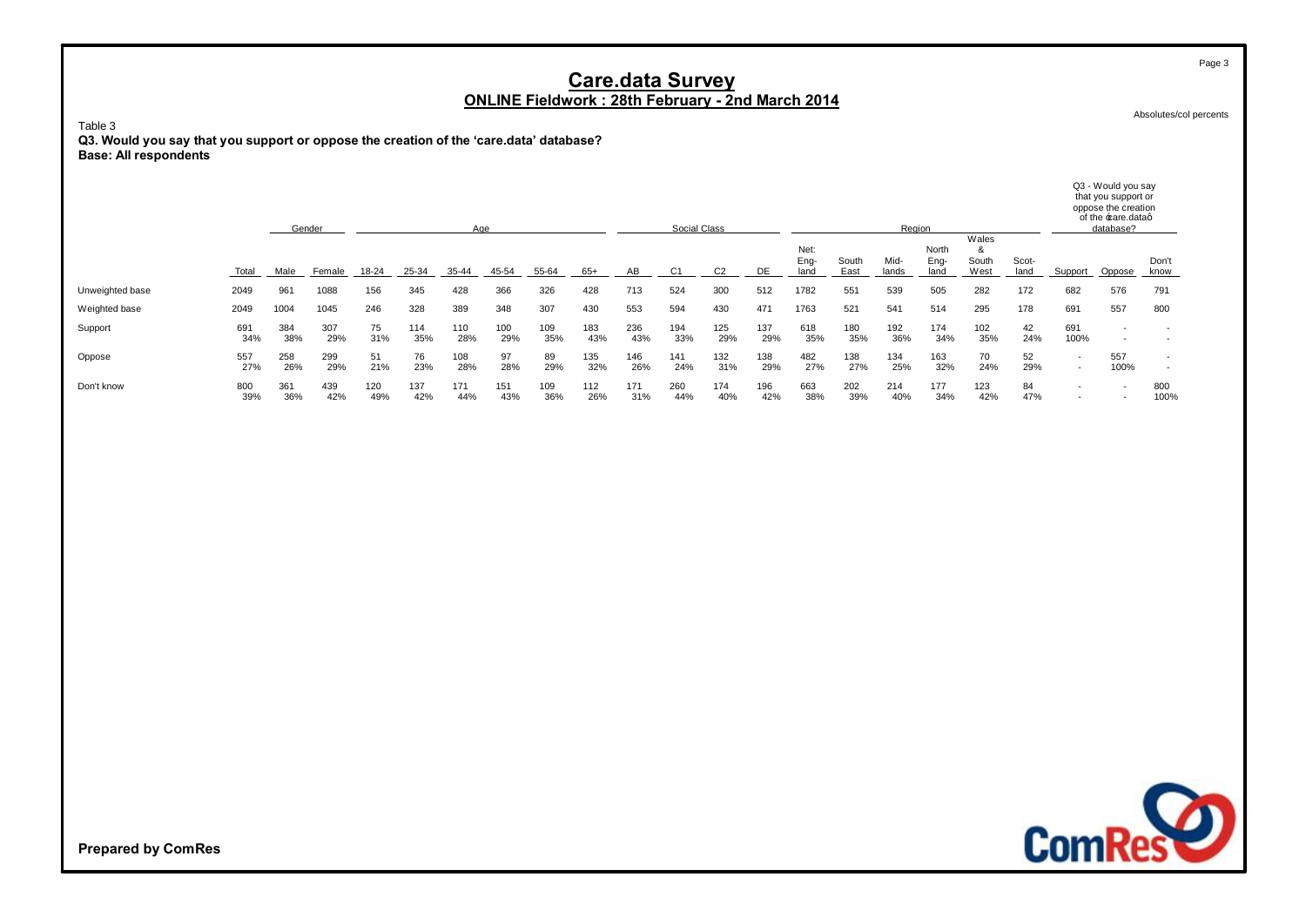# Care.data Survey

## ONLINE Fieldwork : 28th February - 2nd March 2014

Absolutes/col percents

Table 3

**Q3. Would you say that you support or oppose the creation of the 'care.data' database?**
**Base: All respondents**

| | | Gender | | Age | | | | | | Social Class | | | | Region | | | | | | Q3 - Would you say that you support or oppose the creation of the ‘care.data’ database? | | |
|---|---|---|---|---|---|---|---|---|---|---|---|---|---|---|---|---|---|---|---|---|---|---|
| | Total | Male | Female | 18-24 | 25-34 | 35-44 | 45-54 | 55-64 | 65+ | AB | C1 | C2 | DE | Net: Eng-land | South East | Mid-lands | North Eng-land | Wales & South West | Scot-land | Support | Oppose | Don't know |
| Unweighted base | 2049 | 961 | 1088 | 156 | 345 | 428 | 366 | 326 | 428 | 713 | 524 | 300 | 512 | 1782 | 551 | 539 | 505 | 282 | 172 | 682 | 576 | 791 |
| Weighted base | 2049 | 1004 | 1045 | 246 | 328 | 389 | 348 | 307 | 430 | 553 | 594 | 430 | 471 | 1763 | 521 | 541 | 514 | 295 | 178 | 691 | 557 | 800 |
| Support | 691 | 384 | 307 | 75 | 114 | 110 | 100 | 109 | 183 | 236 | 194 | 125 | 137 | 618 | 180 | 192 | 174 | 102 | 42 | 691 | - | - |
| | 34% | 38% | 29% | 31% | 35% | 28% | 29% | 35% | 43% | 43% | 33% | 29% | 29% | 35% | 35% | 36% | 34% | 35% | 24% | 100% | - | - |
| Oppose | 557 | 258 | 299 | 51 | 76 | 108 | 97 | 89 | 135 | 146 | 141 | 132 | 138 | 482 | 138 | 134 | 163 | 70 | 52 | - | 557 | - |
| | 27% | 26% | 29% | 21% | 23% | 28% | 28% | 29% | 32% | 26% | 24% | 31% | 29% | 27% | 27% | 25% | 32% | 24% | 29% | - | 100% | - |
| Don't know | 800 | 361 | 439 | 120 | 137 | 171 | 151 | 109 | 112 | 171 | 260 | 174 | 196 | 663 | 202 | 214 | 177 | 123 | 84 | - | - | 800 |
| | 39% | 36% | 42% | 49% | 42% | 44% | 43% | 36% | 26% | 31% | 44% | 40% | 42% | 38% | 39% | 40% | 34% | 42% | 47% | - | - | 100% |

**Prepared by ComRes**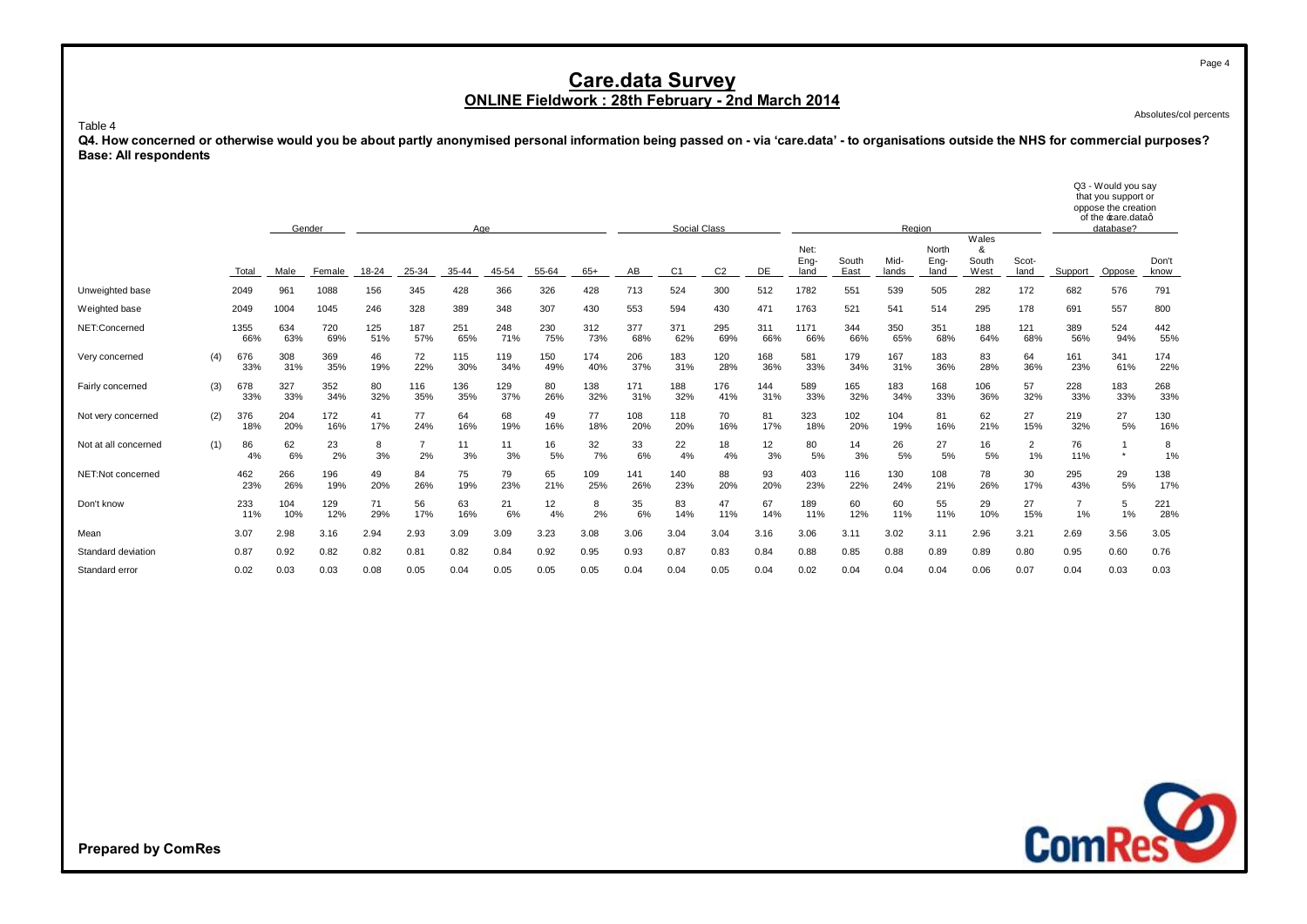# Care.data Survey

## ONLINE Fieldwork : 28th February - 2nd March 2014

Absolutes/col percents

Table 4

**Q4. How concerned or otherwise would you be about partly anonymised personal information being passed on - via 'care.data' - to organisations outside the NHS for commercial purposes?**
**Base: All respondents**

| | | | Gender | | Age | | | | | | Social Class | | | | Region | | | | | | Q3 - Would you say that you support or oppose the creation of the ‘care.data’ database? | | |
|---|---|---|---|---|---|---|---|---|---|---|---|---|---|---|---|---|---|---|---|---|---|---|---|
| | | Total | Male | Female | 18-24 | 25-34 | 35-44 | 45-54 | 55-64 | 65+ | AB | C1 | C2 | DE | Net: Eng-land | South East | Mid-lands | North Eng-land | Wales & South West | Scot-land | Support | Oppose | Don't know |
| Unweighted base | | 2049 | 961 | 1088 | 156 | 345 | 428 | 366 | 326 | 428 | 713 | 524 | 300 | 512 | 1782 | 551 | 539 | 505 | 282 | 172 | 682 | 576 | 791 |
| Weighted base | | 2049 | 1004 | 1045 | 246 | 328 | 389 | 348 | 307 | 430 | 553 | 594 | 430 | 471 | 1763 | 521 | 541 | 514 | 295 | 178 | 691 | 557 | 800 |
| NET:Concerned | | 1355 | 634 | 720 | 125 | 187 | 251 | 248 | 230 | 312 | 377 | 371 | 295 | 311 | 1171 | 344 | 350 | 351 | 188 | 121 | 389 | 524 | 442 |
| | | 66% | 63% | 69% | 51% | 57% | 65% | 71% | 75% | 73% | 68% | 62% | 69% | 66% | 66% | 66% | 65% | 68% | 64% | 68% | 56% | 94% | 55% |
| Very concerned | (4) | 676 | 308 | 369 | 46 | 72 | 115 | 119 | 150 | 174 | 206 | 183 | 120 | 168 | 581 | 179 | 167 | 183 | 83 | 64 | 161 | 341 | 174 |
| | | 33% | 31% | 35% | 19% | 22% | 30% | 34% | 49% | 40% | 37% | 31% | 28% | 36% | 33% | 34% | 31% | 36% | 28% | 36% | 23% | 61% | 22% |
| Fairly concerned | (3) | 678 | 327 | 352 | 80 | 116 | 136 | 129 | 80 | 138 | 171 | 188 | 176 | 144 | 589 | 165 | 183 | 168 | 106 | 57 | 228 | 183 | 268 |
| | | 33% | 33% | 34% | 32% | 35% | 35% | 37% | 26% | 32% | 31% | 32% | 41% | 31% | 33% | 32% | 34% | 33% | 36% | 32% | 33% | 33% | 33% |
| Not very concerned | (2) | 376 | 204 | 172 | 41 | 77 | 64 | 68 | 49 | 77 | 108 | 118 | 70 | 81 | 323 | 102 | 104 | 81 | 62 | 27 | 219 | 27 | 130 |
| | | 18% | 20% | 16% | 17% | 24% | 16% | 19% | 16% | 18% | 20% | 20% | 16% | 17% | 18% | 20% | 19% | 16% | 21% | 15% | 32% | 5% | 16% |
| Not at all concerned | (1) | 86 | 62 | 23 | 8 | 7 | 11 | 11 | 16 | 32 | 33 | 22 | 18 | 12 | 80 | 14 | 26 | 27 | 16 | 2 | 76 | 1 | 8 |
| | | 4% | 6% | 2% | 3% | 2% | 3% | 3% | 5% | 7% | 6% | 4% | 4% | 3% | 5% | 3% | 5% | 5% | 5% | 1% | 11% | * | 1% |
| NET:Not concerned | | 462 | 266 | 196 | 49 | 84 | 75 | 79 | 65 | 109 | 141 | 140 | 88 | 93 | 403 | 116 | 130 | 108 | 78 | 30 | 295 | 29 | 138 |
| | | 23% | 26% | 19% | 20% | 26% | 19% | 23% | 21% | 25% | 26% | 23% | 20% | 20% | 23% | 22% | 24% | 21% | 26% | 17% | 43% | 5% | 17% |
| Don't know | | 233 | 104 | 129 | 71 | 56 | 63 | 21 | 12 | 8 | 35 | 83 | 47 | 67 | 189 | 60 | 60 | 55 | 29 | 27 | 7 | 5 | 221 |
| | | 11% | 10% | 12% | 29% | 17% | 16% | 6% | 4% | 2% | 6% | 14% | 11% | 14% | 11% | 12% | 11% | 11% | 10% | 15% | 1% | 1% | 28% |
| Mean | | 3.07 | 2.98 | 3.16 | 2.94 | 2.93 | 3.09 | 3.09 | 3.23 | 3.08 | 3.06 | 3.04 | 3.04 | 3.16 | 3.06 | 3.11 | 3.02 | 3.11 | 2.96 | 3.21 | 2.69 | 3.56 | 3.05 |
| Standard deviation | | 0.87 | 0.92 | 0.82 | 0.82 | 0.81 | 0.82 | 0.84 | 0.92 | 0.95 | 0.93 | 0.87 | 0.83 | 0.84 | 0.88 | 0.85 | 0.88 | 0.89 | 0.89 | 0.80 | 0.95 | 0.60 | 0.76 |
| Standard error | | 0.02 | 0.03 | 0.03 | 0.08 | 0.05 | 0.04 | 0.05 | 0.05 | 0.05 | 0.04 | 0.04 | 0.05 | 0.04 | 0.02 | 0.04 | 0.04 | 0.04 | 0.06 | 0.07 | 0.04 | 0.03 | 0.03 |

**Prepared by ComRes**